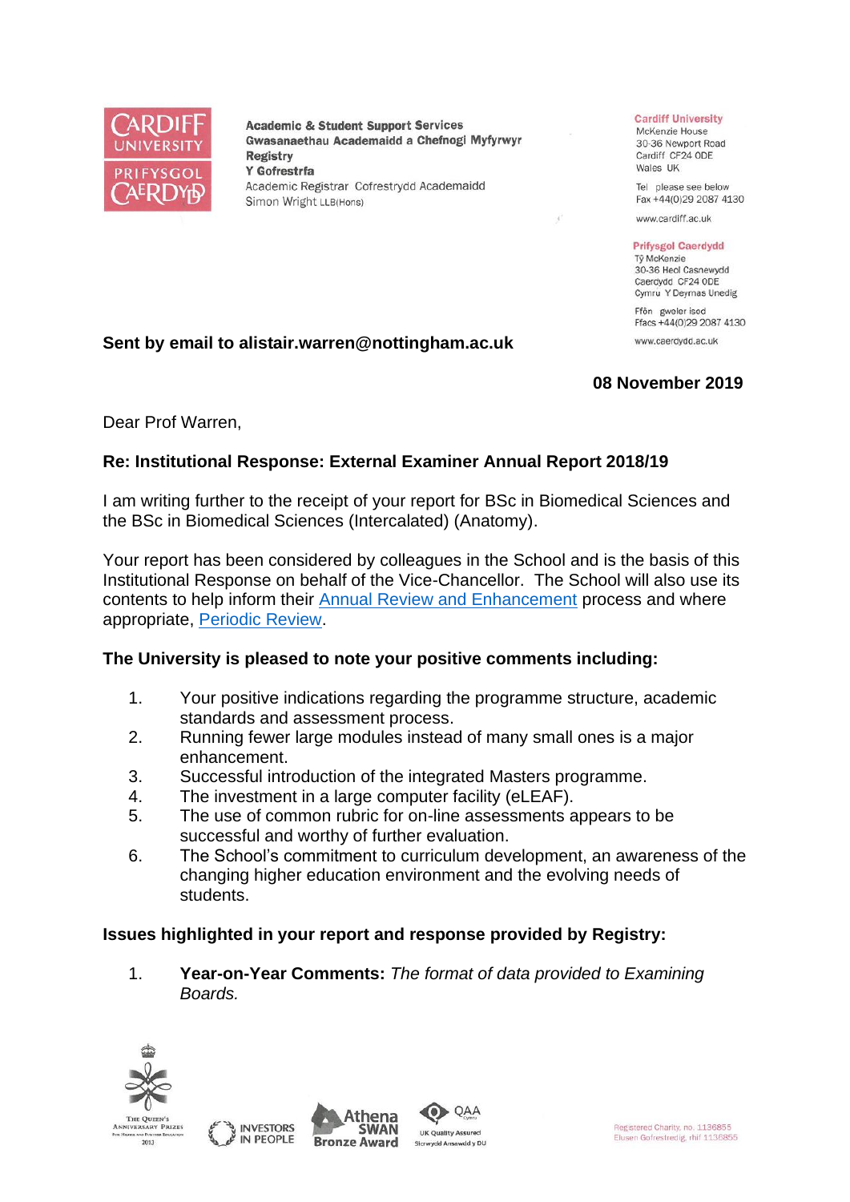Academic & Student Support Services
Gwasanaethau Academaidd a Chefnogi Myfyrwyr
Registry
Y Gofrestrfa
Academic Registrar Cofrestrydd Academaidd
Simon Wright LLB(Hons)

Cardiff University
McKenzie House
30-36 Newport Road
Cardiff CF24 0DE
Wales UK

Tel please see below
Fax +44(0)29 2087 4130
www.cardiff.ac.uk

Prifysgol Caerdydd
Tŷ McKenzie
30-36 Heol Casnewydd
Caerdydd CF24 0DE
Cymru Y Deyrnas Unedig

Ffôn gweler isod
Ffacs +44(0)29 2087 4130
www.caerdydd.ac.uk

**Sent by email to alistair.warren@nottingham.ac.uk**

**08 November 2019**

Dear Prof Warren,

**Re: Institutional Response: External Examiner Annual Report 2018/19**

I am writing further to the receipt of your report for BSc in Biomedical Sciences and the BSc in Biomedical Sciences (Intercalated) (Anatomy).

Your report has been considered by colleagues in the School and is the basis of this Institutional Response on behalf of the Vice-Chancellor. The School will also use its contents to help inform their Annual Review and Enhancement process and where appropriate, Periodic Review.

**The University is pleased to note your positive comments including:**

1. Your positive indications regarding the programme structure, academic standards and assessment process.
2. Running fewer large modules instead of many small ones is a major enhancement.
3. Successful introduction of the integrated Masters programme.
4. The investment in a large computer facility (eLEAF).
5. The use of common rubric for on-line assessments appears to be successful and worthy of further evaluation.
6. The School's commitment to curriculum development, an awareness of the changing higher education environment and the evolving needs of students.

**Issues highlighted in your report and response provided by Registry:**

1. **Year-on-Year Comments:** *The format of data provided to Examining Boards.*

Registered Charity, no. 1136855
Elusen Gofrestredig, rhif 1136855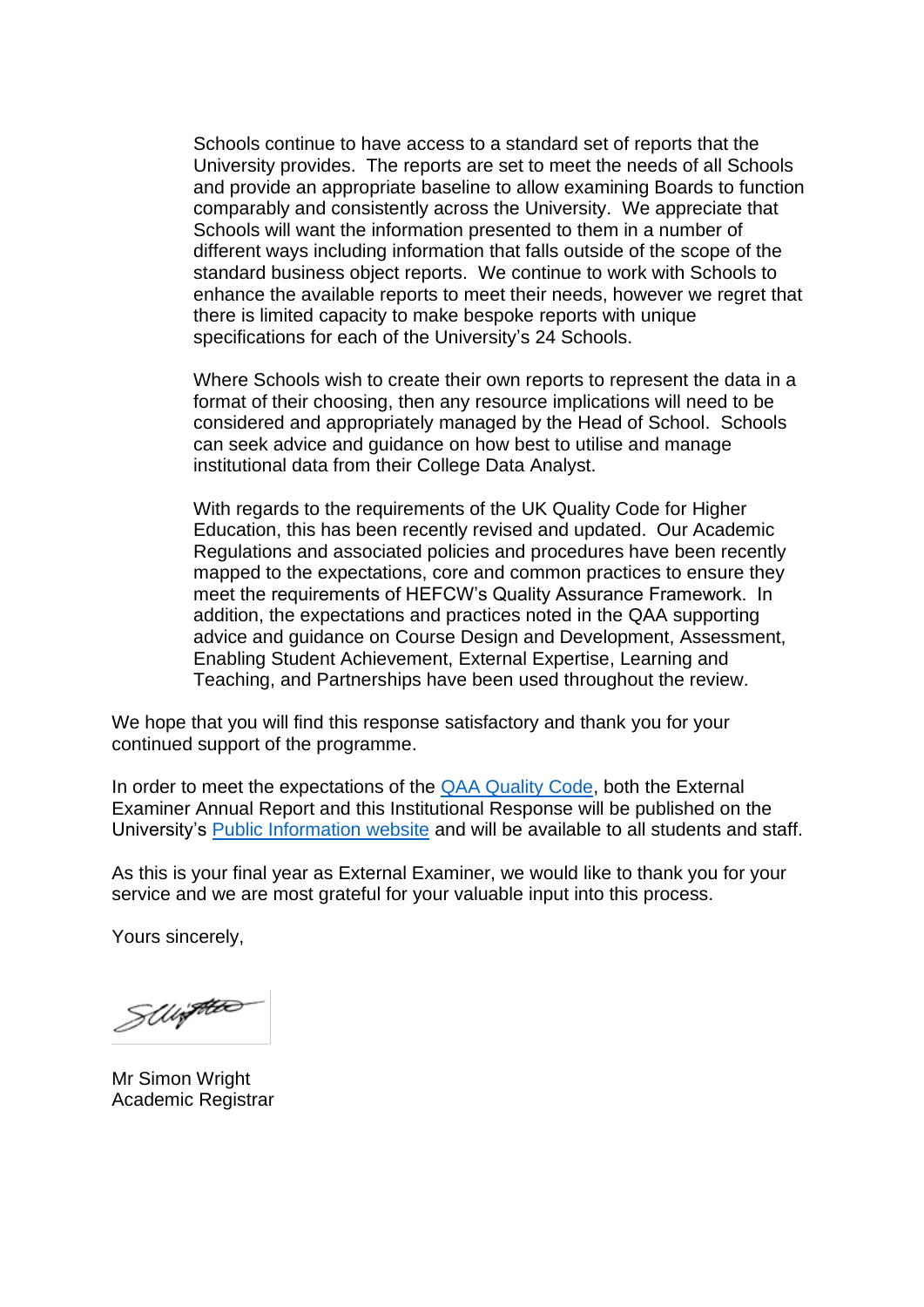Schools continue to have access to a standard set of reports that the University provides. The reports are set to meet the needs of all Schools and provide an appropriate baseline to allow examining Boards to function comparably and consistently across the University. We appreciate that Schools will want the information presented to them in a number of different ways including information that falls outside of the scope of the standard business object reports. We continue to work with Schools to enhance the available reports to meet their needs, however we regret that there is limited capacity to make bespoke reports with unique specifications for each of the University's 24 Schools.

Where Schools wish to create their own reports to represent the data in a format of their choosing, then any resource implications will need to be considered and appropriately managed by the Head of School. Schools can seek advice and guidance on how best to utilise and manage institutional data from their College Data Analyst.

With regards to the requirements of the UK Quality Code for Higher Education, this has been recently revised and updated. Our Academic Regulations and associated policies and procedures have been recently mapped to the expectations, core and common practices to ensure they meet the requirements of HEFCW's Quality Assurance Framework. In addition, the expectations and practices noted in the QAA supporting advice and guidance on Course Design and Development, Assessment, Enabling Student Achievement, External Expertise, Learning and Teaching, and Partnerships have been used throughout the review.

We hope that you will find this response satisfactory and thank you for your continued support of the programme.

In order to meet the expectations of the QAA Quality Code, both the External Examiner Annual Report and this Institutional Response will be published on the University's Public Information website and will be available to all students and staff.

As this is your final year as External Examiner, we would like to thank you for your service and we are most grateful for your valuable input into this process.

Yours sincerely,

Mr Simon Wright
Academic Registrar